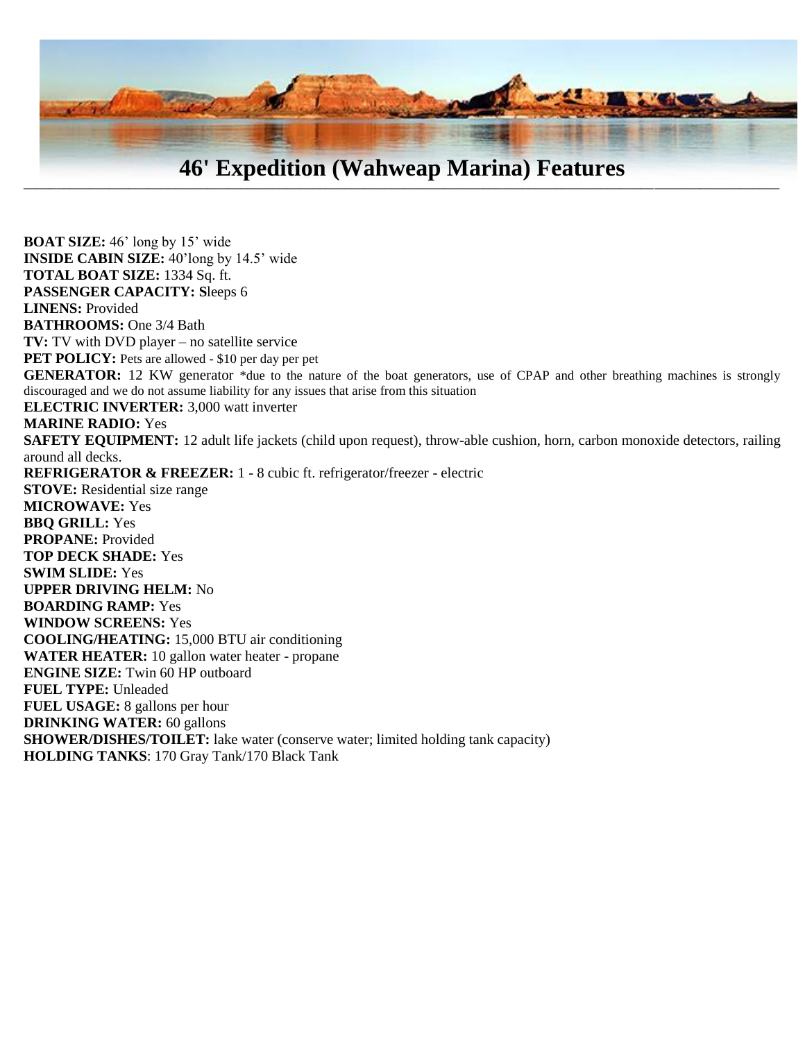# 46' Expedition (Wahweap Marina) Features

**BOAT SIZE:** 46' long by 15' wide
**INSIDE CABIN SIZE:** 40'long by 14.5' wide
**TOTAL BOAT SIZE:** 1334 Sq. ft.
**PASSENGER CAPACITY: S**leeps 6
**LINENS:** Provided
**BATHROOMS:** One 3/4 Bath
**TV:** TV with DVD player – no satellite service
**PET POLICY:** Pets are allowed - $10 per day per pet
**GENERATOR:** 12 KW generator *due to the nature of the boat generators, use of CPAP and other breathing machines is strongly discouraged and we do not assume liability for any issues that arise from this situation
**ELECTRIC INVERTER:** 3,000 watt inverter
**MARINE RADIO:** Yes
**SAFETY EQUIPMENT:** 12 adult life jackets (child upon request), throw-able cushion, horn, carbon monoxide detectors, railing around all decks.
**REFRIGERATOR & FREEZER:** 1 - 8 cubic ft. refrigerator/freezer - electric
**STOVE:** Residential size range
**MICROWAVE:** Yes
**BBQ GRILL:** Yes
**PROPANE:** Provided
**TOP DECK SHADE:** Yes
**SWIM SLIDE:** Yes
**UPPER DRIVING HELM:** No
**BOARDING RAMP:** Yes
**WINDOW SCREENS:** Yes
**COOLING/HEATING:** 15,000 BTU air conditioning
**WATER HEATER:** 10 gallon water heater - propane
**ENGINE SIZE:** Twin 60 HP outboard
**FUEL TYPE:** Unleaded
**FUEL USAGE:** 8 gallons per hour
**DRINKING WATER:** 60 gallons
**SHOWER/DISHES/TOILET:** lake water (conserve water; limited holding tank capacity)
**HOLDING TANKS**: 170 Gray Tank/170 Black Tank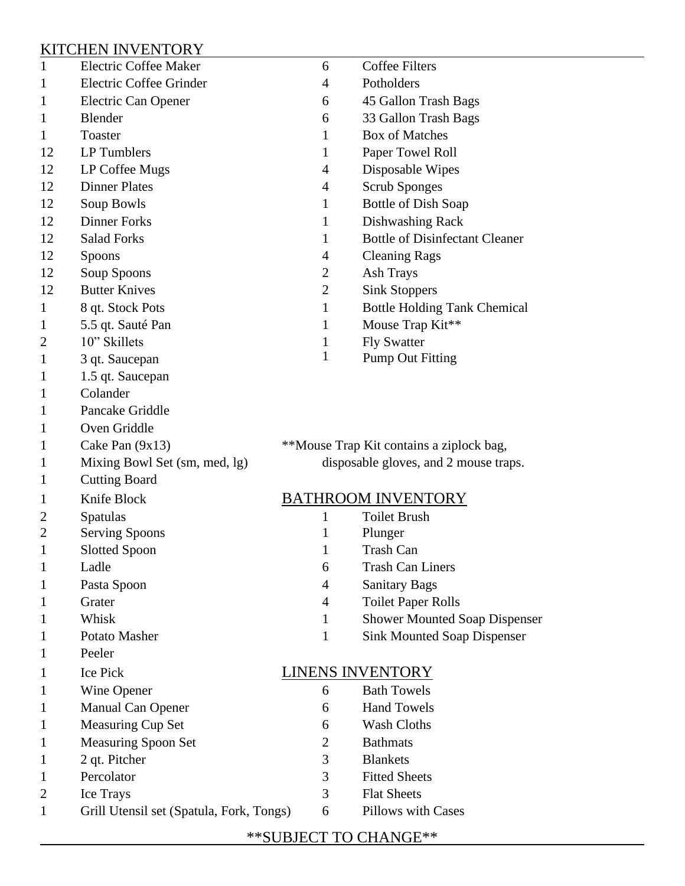## KITCHEN INVENTORY

| Qty | Item |
|---|---|
| 1 | Electric Coffee Maker |
| 1 | Electric Coffee Grinder |
| 1 | Electric Can Opener |
| 1 | Blender |
| 1 | Toaster |
| 12 | LP Tumblers |
| 12 | LP Coffee Mugs |
| 12 | Dinner Plates |
| 12 | Soup Bowls |
| 12 | Dinner Forks |
| 12 | Salad Forks |
| 12 | Spoons |
| 12 | Soup Spoons |
| 12 | Butter Knives |
| 1 | 8 qt. Stock Pots |
| 1 | 5.5 qt. Sauté Pan |
| 2 | 10" Skillets |
| 1 | 3 qt. Saucepan |
| 1 | 1.5 qt. Saucepan |
| 1 | Colander |
| 1 | Pancake Griddle |
| 1 | Oven Griddle |
| 1 | Cake Pan (9x13) |
| 1 | Mixing Bowl Set (sm, med, lg) |
| 1 | Cutting Board |
| 1 | Knife Block |
| 2 | Spatulas |
| 2 | Serving Spoons |
| 1 | Slotted Spoon |
| 1 | Ladle |
| 1 | Pasta Spoon |
| 1 | Grater |
| 1 | Whisk |
| 1 | Potato Masher |
| 1 | Peeler |
| 1 | Ice Pick |
| 1 | Wine Opener |
| 1 | Manual Can Opener |
| 1 | Measuring Cup Set |
| 1 | Measuring Spoon Set |
| 1 | 2 qt. Pitcher |
| 1 | Percolator |
| 2 | Ice Trays |
| 1 | Grill Utensil set (Spatula, Fork, Tongs) |
| 6 | Coffee Filters |
| 4 | Potholders |
| 6 | 45 Gallon Trash Bags |
| 6 | 33 Gallon Trash Bags |
| 1 | Box of Matches |
| 1 | Paper Towel Roll |
| 4 | Disposable Wipes |
| 4 | Scrub Sponges |
| 1 | Bottle of Dish Soap |
| 1 | Dishwashing Rack |
| 1 | Bottle of Disinfectant Cleaner |
| 4 | Cleaning Rags |
| 2 | Ash Trays |
| 2 | Sink Stoppers |
| 1 | Bottle Holding Tank Chemical |
| 1 | Mouse Trap Kit** |
| 1 | Fly Swatter |
| 1 | Pump Out Fitting |

**Mouse Trap Kit contains a ziplock bag, disposable gloves, and 2 mouse traps.

## BATHROOM INVENTORY

| Qty | Item |
|---|---|
| 1 | Toilet Brush |
| 1 | Plunger |
| 1 | Trash Can |
| 6 | Trash Can Liners |
| 4 | Sanitary Bags |
| 4 | Toilet Paper Rolls |
| 1 | Shower Mounted Soap Dispenser |
| 1 | Sink Mounted Soap Dispenser |

## LINENS INVENTORY

| Qty | Item |
|---|---|
| 6 | Bath Towels |
| 6 | Hand Towels |
| 6 | Wash Cloths |
| 2 | Bathmats |
| 3 | Blankets |
| 3 | Fitted Sheets |
| 3 | Flat Sheets |
| 6 | Pillows with Cases |

**SUBJECT TO CHANGE**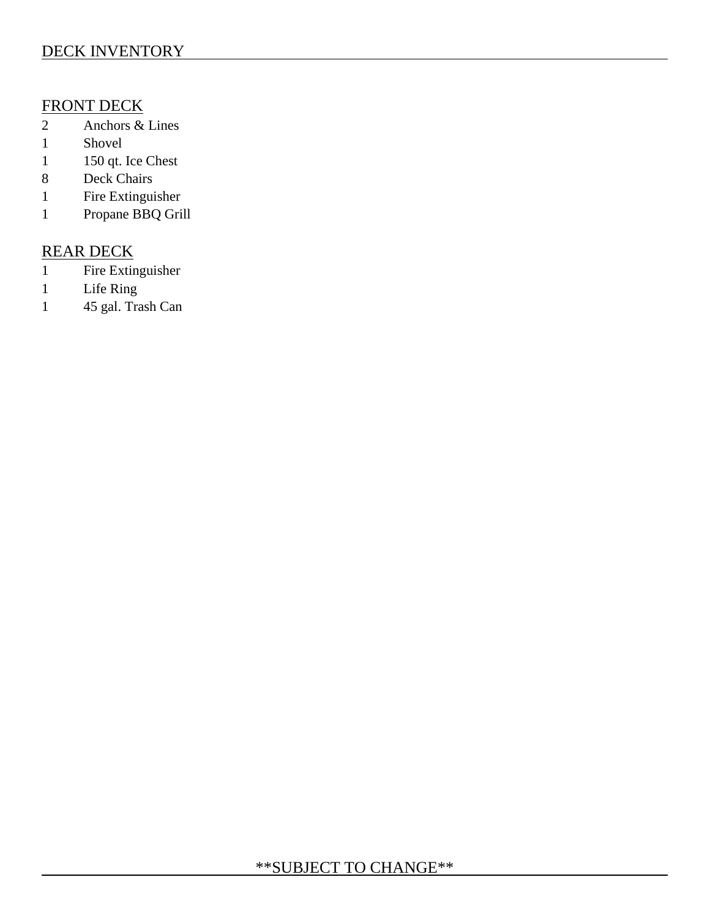# DECK INVENTORY

## FRONT DECK

| | |
|---|---|
| 2 | Anchors & Lines |
| 1 | Shovel |
| 1 | 150 qt. Ice Chest |
| 8 | Deck Chairs |
| 1 | Fire Extinguisher |
| 1 | Propane BBQ Grill |

## REAR DECK

| | |
|---|---|
| 1 | Fire Extinguisher |
| 1 | Life Ring |
| 1 | 45 gal. Trash Can |

**SUBJECT TO CHANGE**